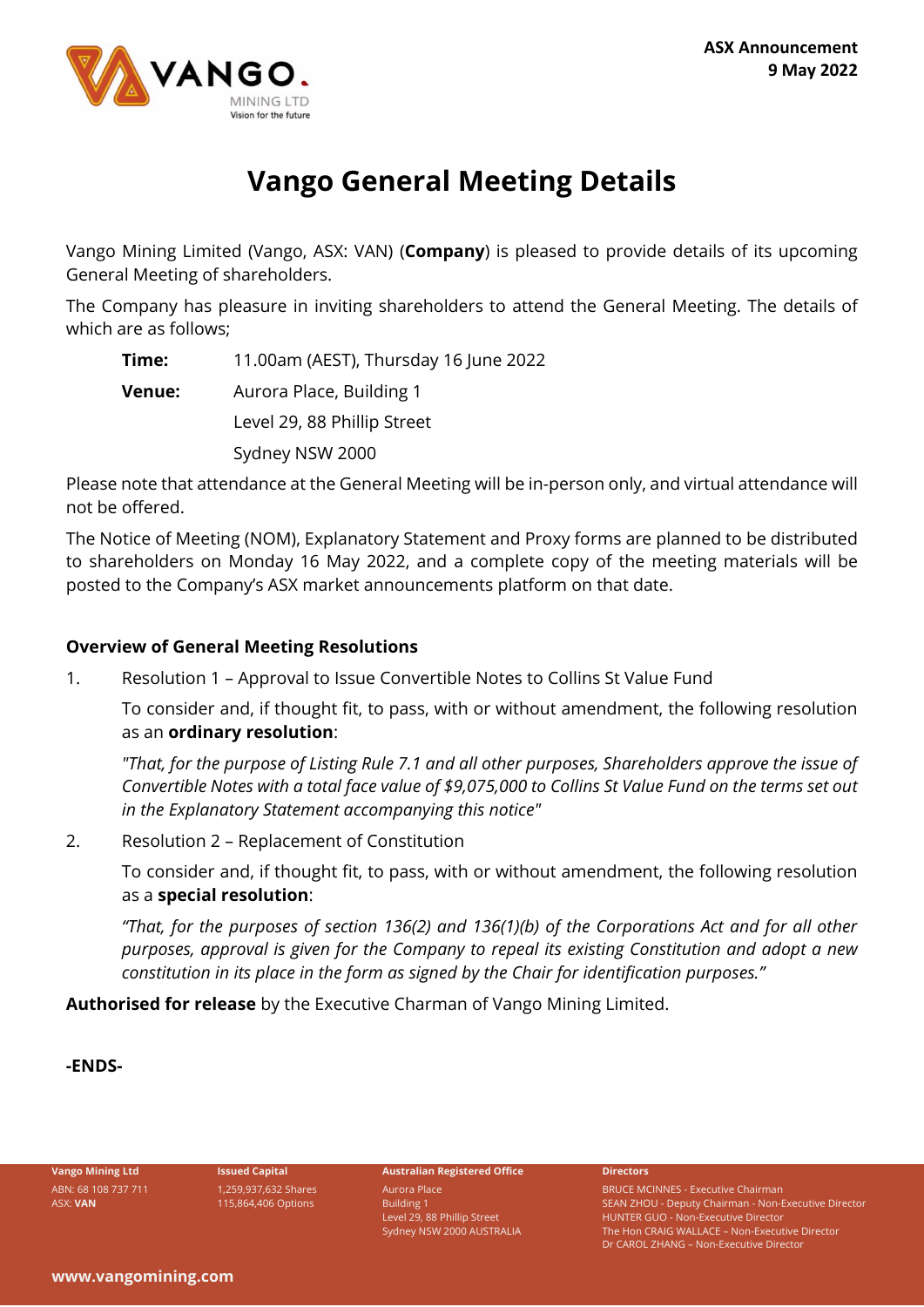**ASX Announcement**
**9 May 2022**

# Vango General Meeting Details

Vango Mining Limited (Vango, ASX: VAN) (**Company**) is pleased to provide details of its upcoming General Meeting of shareholders.

The Company has pleasure in inviting shareholders to attend the General Meeting. The details of which are as follows;

**Time:** 11.00am (AEST), Thursday 16 June 2022

**Venue:** Aurora Place, Building 1
Level 29, 88 Phillip Street
Sydney NSW 2000

Please note that attendance at the General Meeting will be in-person only, and virtual attendance will not be offered.

The Notice of Meeting (NOM), Explanatory Statement and Proxy forms are planned to be distributed to shareholders on Monday 16 May 2022, and a complete copy of the meeting materials will be posted to the Company's ASX market announcements platform on that date.

## Overview of General Meeting Resolutions

1. Resolution 1 – Approval to Issue Convertible Notes to Collins St Value Fund

   To consider and, if thought fit, to pass, with or without amendment, the following resolution as an **ordinary resolution**:

   *"That, for the purpose of Listing Rule 7.1 and all other purposes, Shareholders approve the issue of Convertible Notes with a total face value of $9,075,000 to Collins St Value Fund on the terms set out in the Explanatory Statement accompanying this notice"*

2. Resolution 2 – Replacement of Constitution

   To consider and, if thought fit, to pass, with or without amendment, the following resolution as a **special resolution**:

   *"That, for the purposes of section 136(2) and 136(1)(b) of the Corporations Act and for all other purposes, approval is given for the Company to repeal its existing Constitution and adopt a new constitution in its place in the form as signed by the Chair for identification purposes."*

**Authorised for release** by the Executive Charman of Vango Mining Limited.

**-ENDS-**

**Vango Mining Ltd**
ABN: 68 108 737 711
ASX: **VAN**

**Issued Capital**
1,259,937,632 Shares
115,864,406 Options

**Australian Registered Office**
Aurora Place
Building 1
Level 29, 88 Phillip Street
Sydney NSW 2000 AUSTRALIA

**Directors**
BRUCE MCINNES - Executive Chairman
SEAN ZHOU - Deputy Chairman - Non-Executive Director
HUNTER GUO - Non-Executive Director
The Hon CRAIG WALLACE – Non-Executive Director
Dr CAROL ZHANG – Non-Executive Director

**www.vangomining.com**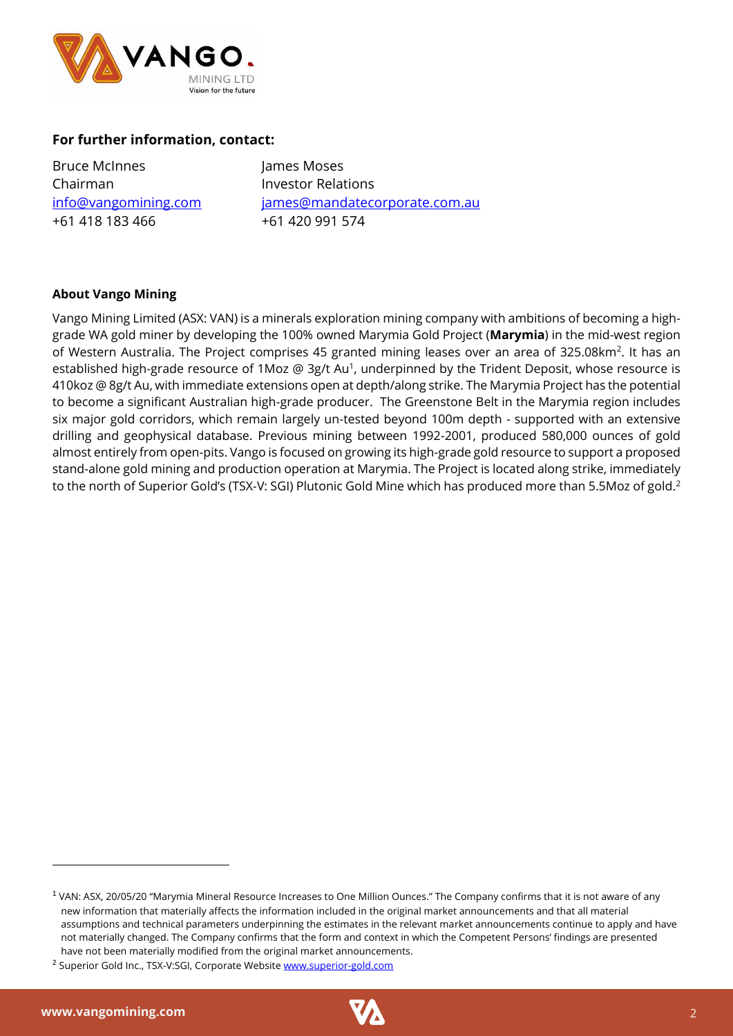**For further information, contact:**

| | |
|---|---|
| Bruce McInnes | James Moses |
| Chairman | Investor Relations |
| info@vangomining.com | james@mandatecorporate.com.au |
| +61 418 183 466 | +61 420 991 574 |

**About Vango Mining**

Vango Mining Limited (ASX: VAN) is a minerals exploration mining company with ambitions of becoming a high-grade WA gold miner by developing the 100% owned Marymia Gold Project (**Marymia**) in the mid-west region of Western Australia. The Project comprises 45 granted mining leases over an area of 325.08km$^2$. It has an established high-grade resource of 1Moz @ 3g/t Au[1], underpinned by the Trident Deposit, whose resource is 410koz @ 8g/t Au, with immediate extensions open at depth/along strike. The Marymia Project has the potential to become a significant Australian high-grade producer. The Greenstone Belt in the Marymia region includes six major gold corridors, which remain largely un-tested beyond 100m depth - supported with an extensive drilling and geophysical database. Previous mining between 1992-2001, produced 580,000 ounces of gold almost entirely from open-pits. Vango is focused on growing its high-grade gold resource to support a proposed stand-alone gold mining and production operation at Marymia. The Project is located along strike, immediately to the north of Superior Gold's (TSX-V: SGI) Plutonic Gold Mine which has produced more than 5.5Moz of gold.[2]

[1] VAN: ASX, 20/05/20 "Marymia Mineral Resource Increases to One Million Ounces." The Company confirms that it is not aware of any new information that materially affects the information included in the original market announcements and that all material assumptions and technical parameters underpinning the estimates in the relevant market announcements continue to apply and have not materially changed. The Company confirms that the form and context in which the Competent Persons' findings are presented have not been materially modified from the original market announcements.

[2] Superior Gold Inc., TSX-V:SGI, Corporate Website www.superior-gold.com